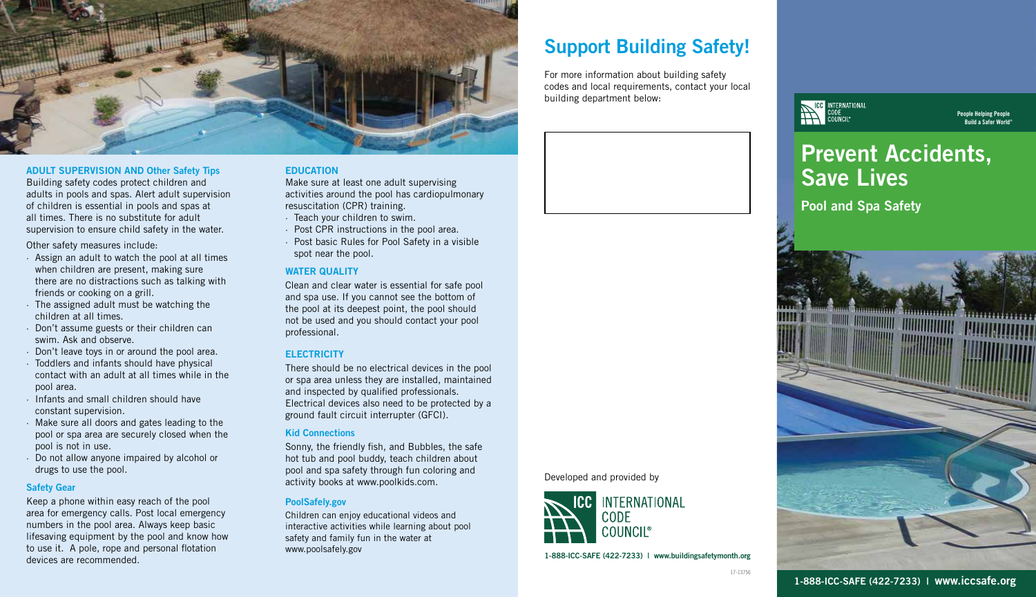## ADULT SUPERVISION AND Other Safety Tips

Building safety codes protect children and adults in pools and spas. Alert adult supervision of children is essential in pools and spas at all times. There is no substitute for adult supervision to ensure child safety in the water.

Other safety measures include:

- Assign an adult to watch the pool at all times when children are present, making sure there are no distractions such as talking with friends or cooking on a grill.
- The assigned adult must be watching the children at all times.
- Don't assume guests or their children can swim. Ask and observe.
- Don't leave toys in or around the pool area.
- Toddlers and infants should have physical contact with an adult at all times while in the pool area.
- Infants and small children should have constant supervision.
- Make sure all doors and gates leading to the pool or spa area are securely closed when the pool is not in use.
- Do not allow anyone impaired by alcohol or drugs to use the pool.

### Safety Gear

Keep a phone within easy reach of the pool area for emergency calls. Post local emergency numbers in the pool area. Always keep basic lifesaving equipment by the pool and know how to use it. A pole, rope and personal flotation devices are recommended.

## EDUCATION

Make sure at least one adult supervising activities around the pool has cardiopulmonary resuscitation (CPR) training.

- Teach your children to swim.
- Post CPR instructions in the pool area.
- Post basic Rules for Pool Safety in a visible spot near the pool.

## WATER QUALITY

Clean and clear water is essential for safe pool and spa use. If you cannot see the bottom of the pool at its deepest point, the pool should not be used and you should contact your pool professional.

## ELECTRICITY

There should be no electrical devices in the pool or spa area unless they are installed, maintained and inspected by qualified professionals. Electrical devices also need to be protected by a ground fault circuit interrupter (GFCI).

### Kid Connections

Sonny, the friendly fish, and Bubbles, the safe hot tub and pool buddy, teach children about pool and spa safety through fun coloring and activity books at www.poolkids.com.

### PoolSafely.gov

Children can enjoy educational videos and interactive activities while learning about pool safety and family fun in the water at www.poolsafely.gov

# Support Building Safety!

For more information about building safety codes and local requirements, contact your local building department below:

Developed and provided by

ICC INTERNATIONAL CODE COUNCIL®

1-888-ICC-SAFE (422-7233) | www.buildingsafetymonth.org

17-13756

ICC INTERNATIONAL CODE COUNCIL®

People Helping People Build a Safer World®

# Prevent Accidents, Save Lives

## Pool and Spa Safety

1-888-ICC-SAFE (422-7233) | www.iccsafe.org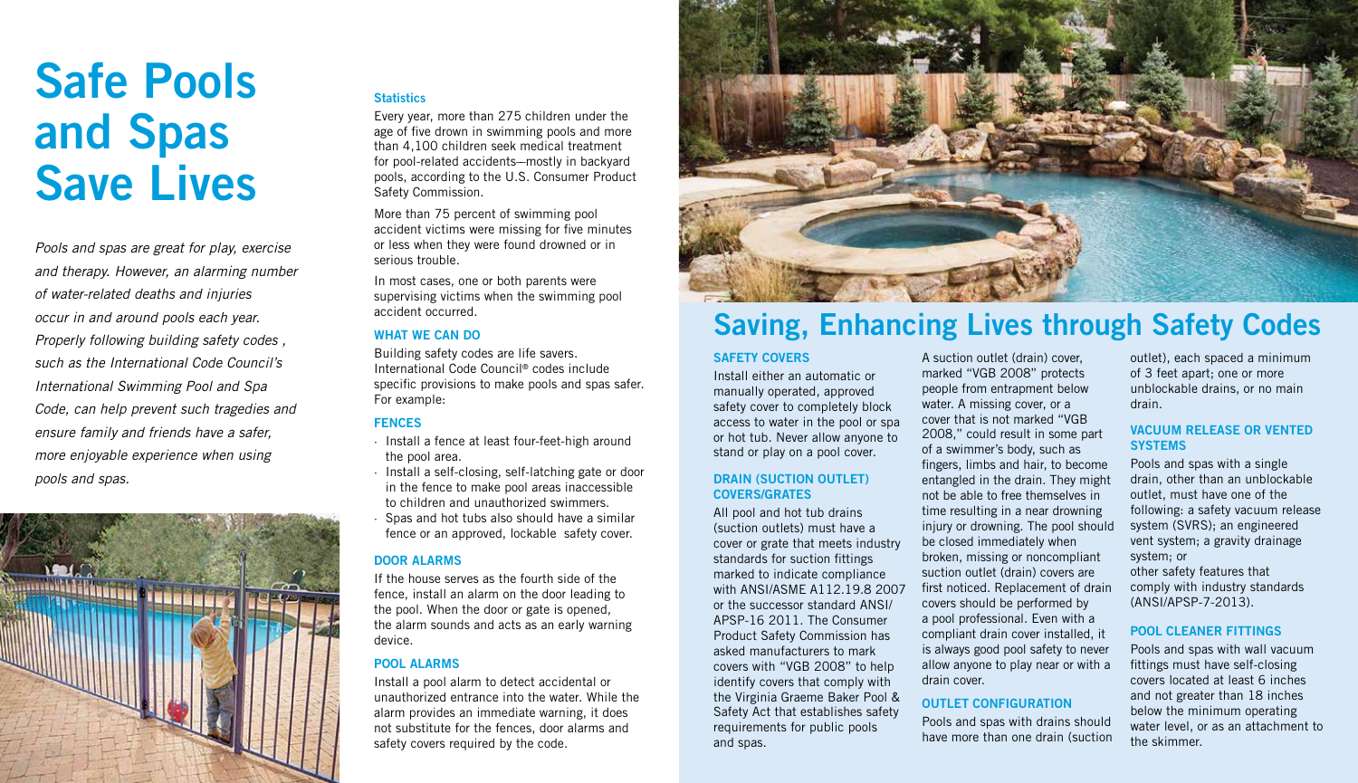# Safe Pools and Spas Save Lives

*Pools and spas are great for play, exercise and therapy. However, an alarming number of water-related deaths and injuries occur in and around pools each year. Properly following building safety codes , such as the International Code Council's International Swimming Pool and Spa Code, can help prevent such tragedies and ensure family and friends have a safer, more enjoyable experience when using pools and spas.*

### Statistics

Every year, more than 275 children under the age of five drown in swimming pools and more than 4,100 children seek medical treatment for pool-related accidents—mostly in backyard pools, according to the U.S. Consumer Product Safety Commission.

More than 75 percent of swimming pool accident victims were missing for five minutes or less when they were found drowned or in serious trouble.

In most cases, one or both parents were supervising victims when the swimming pool accident occurred.

### WHAT WE CAN DO

Building safety codes are life savers. International Code Council® codes include specific provisions to make pools and spas safer. For example:

### FENCES

- Install a fence at least four-feet-high around the pool area.
- Install a self-closing, self-latching gate or door in the fence to make pool areas inaccessible to children and unauthorized swimmers.
- Spas and hot tubs also should have a similar fence or an approved, lockable safety cover.

### DOOR ALARMS

If the house serves as the fourth side of the fence, install an alarm on the door leading to the pool. When the door or gate is opened, the alarm sounds and acts as an early warning device.

### POOL ALARMS

Install a pool alarm to detect accidental or unauthorized entrance into the water. While the alarm provides an immediate warning, it does not substitute for the fences, door alarms and safety covers required by the code.

## Saving, Enhancing Lives through Safety Codes

### SAFETY COVERS

Install either an automatic or manually operated, approved safety cover to completely block access to water in the pool or spa or hot tub. Never allow anyone to stand or play on a pool cover.

### DRAIN (SUCTION OUTLET) COVERS/GRATES

All pool and hot tub drains (suction outlets) must have a cover or grate that meets industry standards for suction fittings marked to indicate compliance with ANSI/ASME A112.19.8 2007 or the successor standard ANSI/APSP-16 2011. The Consumer Product Safety Commission has asked manufacturers to mark covers with "VGB 2008" to help identify covers that comply with the Virginia Graeme Baker Pool & Safety Act that establishes safety requirements for public pools and spas.

A suction outlet (drain) cover, marked "VGB 2008" protects people from entrapment below water. A missing cover, or a cover that is not marked "VGB 2008," could result in some part of a swimmer's body, such as fingers, limbs and hair, to become entangled in the drain. They might not be able to free themselves in time resulting in a near drowning injury or drowning. The pool should be closed immediately when broken, missing or noncompliant suction outlet (drain) covers are first noticed. Replacement of drain covers should be performed by a pool professional. Even with a compliant drain cover installed, it is always good pool safety to never allow anyone to play near or with a drain cover.

### OUTLET CONFIGURATION

Pools and spas with drains should have more than one drain (suction outlet), each spaced a minimum of 3 feet apart; one or more unblockable drains, or no main drain.

### VACUUM RELEASE OR VENTED SYSTEMS

Pools and spas with a single drain, other than an unblockable outlet, must have one of the following: a safety vacuum release system (SVRS); an engineered vent system; a gravity drainage system; or other safety features that comply with industry standards (ANSI/APSP-7-2013).

### POOL CLEANER FITTINGS

Pools and spas with wall vacuum fittings must have self-closing covers located at least 6 inches and not greater than 18 inches below the minimum operating water level, or as an attachment to the skimmer.